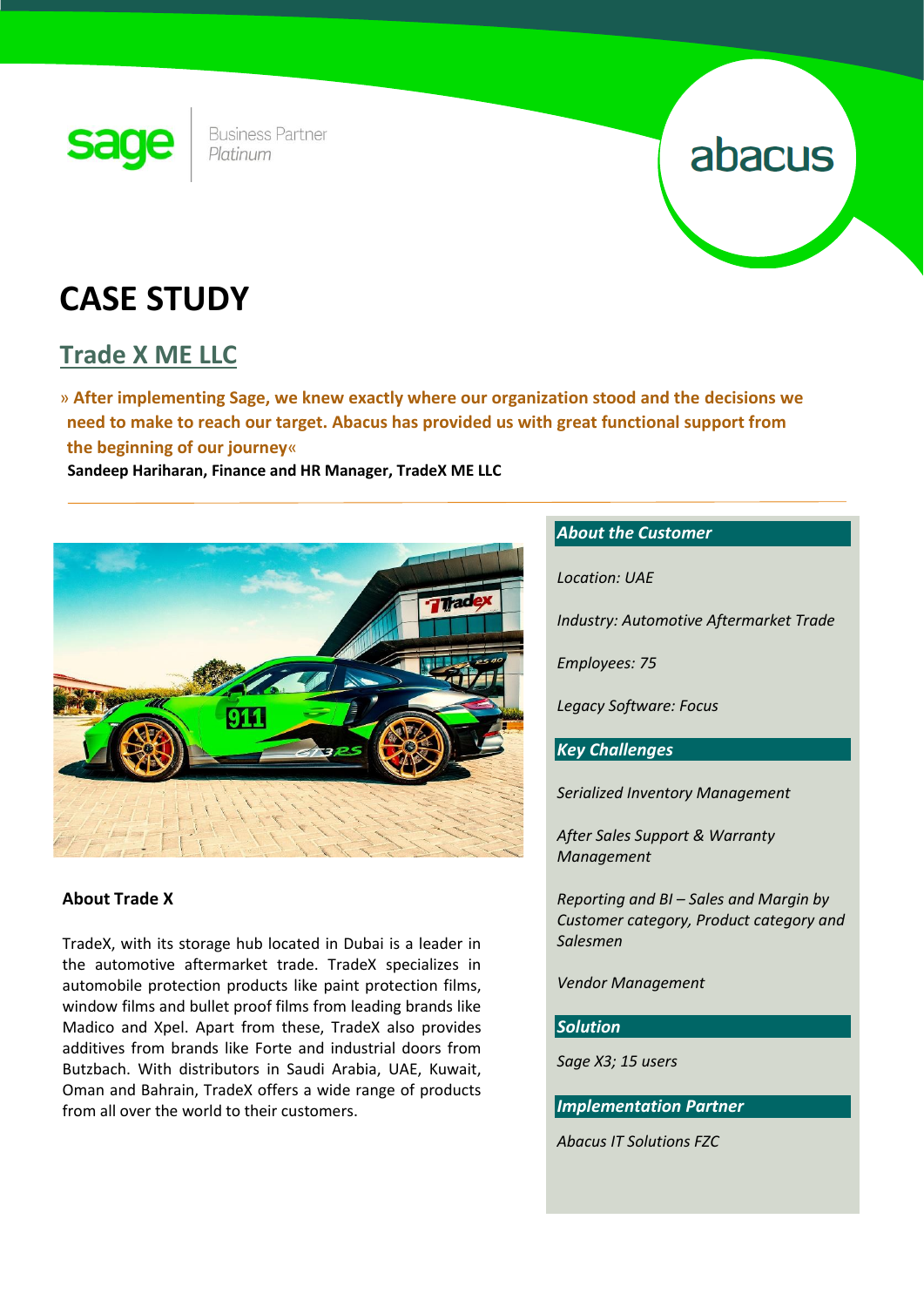# CASE STUDY

## Trade X ME LLC

**» After implementing Sage, we knew exactly where our organization stood and the decisions we need to make to reach our target. Abacus has provided us with great functional support from the beginning of our journey«**

**Sandeep Hariharan, Finance and HR Manager, TradeX ME LLC**

### About Trade X

TradeX, with its storage hub located in Dubai is a leader in the automotive aftermarket trade. TradeX specializes in automobile protection products like paint protection films, window films and bullet proof films from leading brands like Madico and Xpel. Apart from these, TradeX also provides additives from brands like Forte and industrial doors from Butzbach. With distributors in Saudi Arabia, UAE, Kuwait, Oman and Bahrain, TradeX offers a wide range of products from all over the world to their customers.

### *About the Customer*

*Location: UAE*

*Industry: Automotive Aftermarket Trade*

*Employees: 75*

*Legacy Software: Focus*

### *Key Challenges*

*Serialized Inventory Management*

*After Sales Support & Warranty Management*

*Reporting and BI – Sales and Margin by Customer category, Product category and Salesmen*

*Vendor Management*

### *Solution*

*Sage X3; 15 users*

### *Implementation Partner*

*Abacus IT Solutions FZC*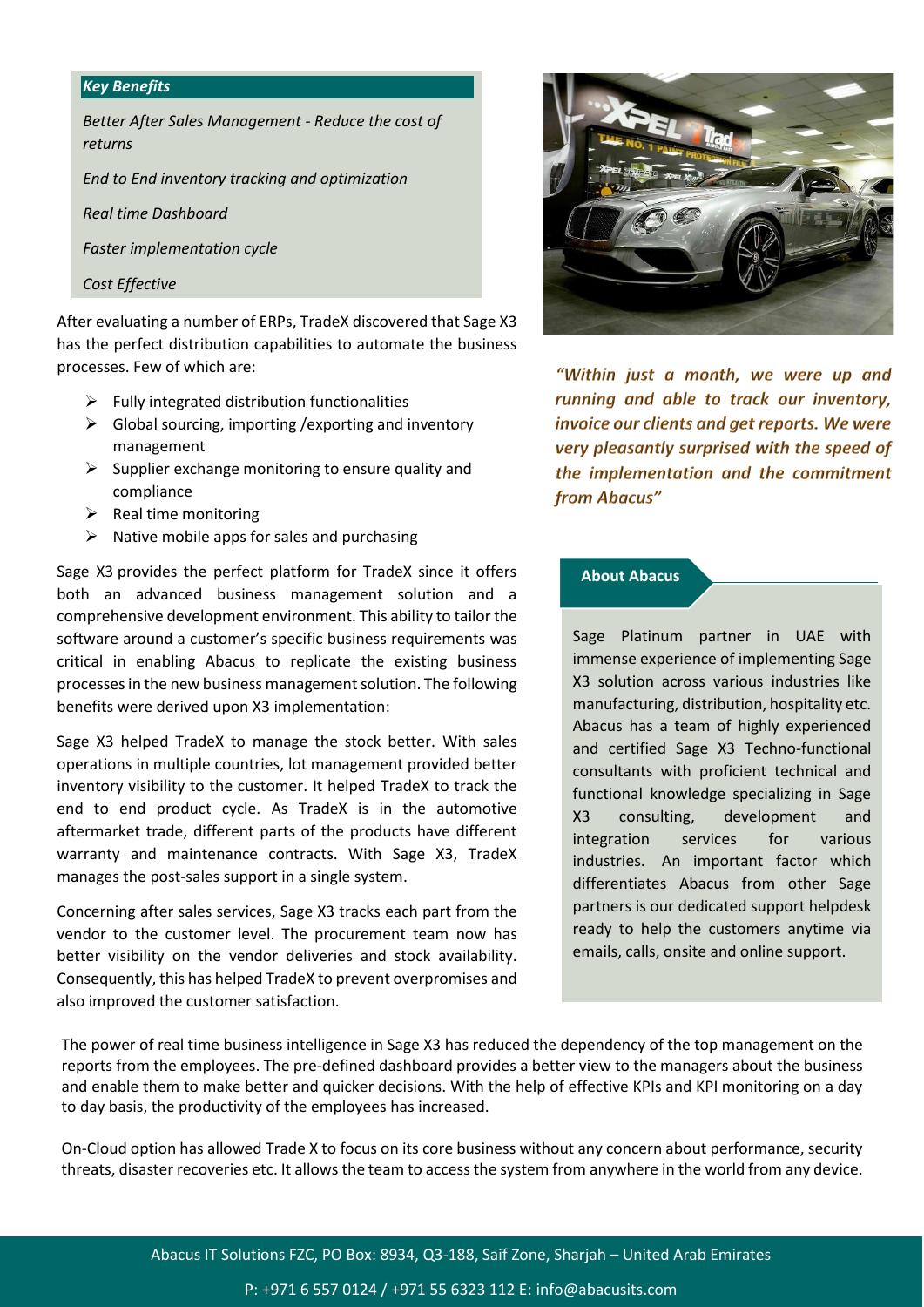### *Key Benefits*

*Better After Sales Management - Reduce the cost of returns*

*End to End inventory tracking and optimization*

*Real time Dashboard*

*Faster implementation cycle*

*Cost Effective*

After evaluating a number of ERPs, TradeX discovered that Sage X3 has the perfect distribution capabilities to automate the business processes. Few of which are:

- Fully integrated distribution functionalities
- Global sourcing, importing /exporting and inventory management
- Supplier exchange monitoring to ensure quality and compliance
- Real time monitoring
- Native mobile apps for sales and purchasing

Sage X3 provides the perfect platform for TradeX since it offers both an advanced business management solution and a comprehensive development environment. This ability to tailor the software around a customer's specific business requirements was critical in enabling Abacus to replicate the existing business processes in the new business management solution. The following benefits were derived upon X3 implementation:

Sage X3 helped TradeX to manage the stock better. With sales operations in multiple countries, lot management provided better inventory visibility to the customer. It helped TradeX to track the end to end product cycle. As TradeX is in the automotive aftermarket trade, different parts of the products have different warranty and maintenance contracts. With Sage X3, TradeX manages the post-sales support in a single system.

Concerning after sales services, Sage X3 tracks each part from the vendor to the customer level. The procurement team now has better visibility on the vendor deliveries and stock availability. Consequently, this has helped TradeX to prevent overpromises and also improved the customer satisfaction.

*"Within just a month, we were up and running and able to track our inventory, invoice our clients and get reports. We were very pleasantly surprised with the speed of the implementation and the commitment from Abacus"*

### About Abacus

Sage Platinum partner in UAE with immense experience of implementing Sage X3 solution across various industries like manufacturing, distribution, hospitality etc. Abacus has a team of highly experienced and certified Sage X3 Techno-functional consultants with proficient technical and functional knowledge specializing in Sage X3 consulting, development and integration services for various industries. An important factor which differentiates Abacus from other Sage partners is our dedicated support helpdesk ready to help the customers anytime via emails, calls, onsite and online support.

The power of real time business intelligence in Sage X3 has reduced the dependency of the top management on the reports from the employees. The pre-defined dashboard provides a better view to the managers about the business and enable them to make better and quicker decisions. With the help of effective KPIs and KPI monitoring on a day to day basis, the productivity of the employees has increased.

On-Cloud option has allowed Trade X to focus on its core business without any concern about performance, security threats, disaster recoveries etc. It allows the team to access the system from anywhere in the world from any device.

Abacus IT Solutions FZC, PO Box: 8934, Q3-188, Saif Zone, Sharjah – United Arab Emirates

P: +971 6 557 0124 / +971 55 6323 112 E: info@abacusits.com